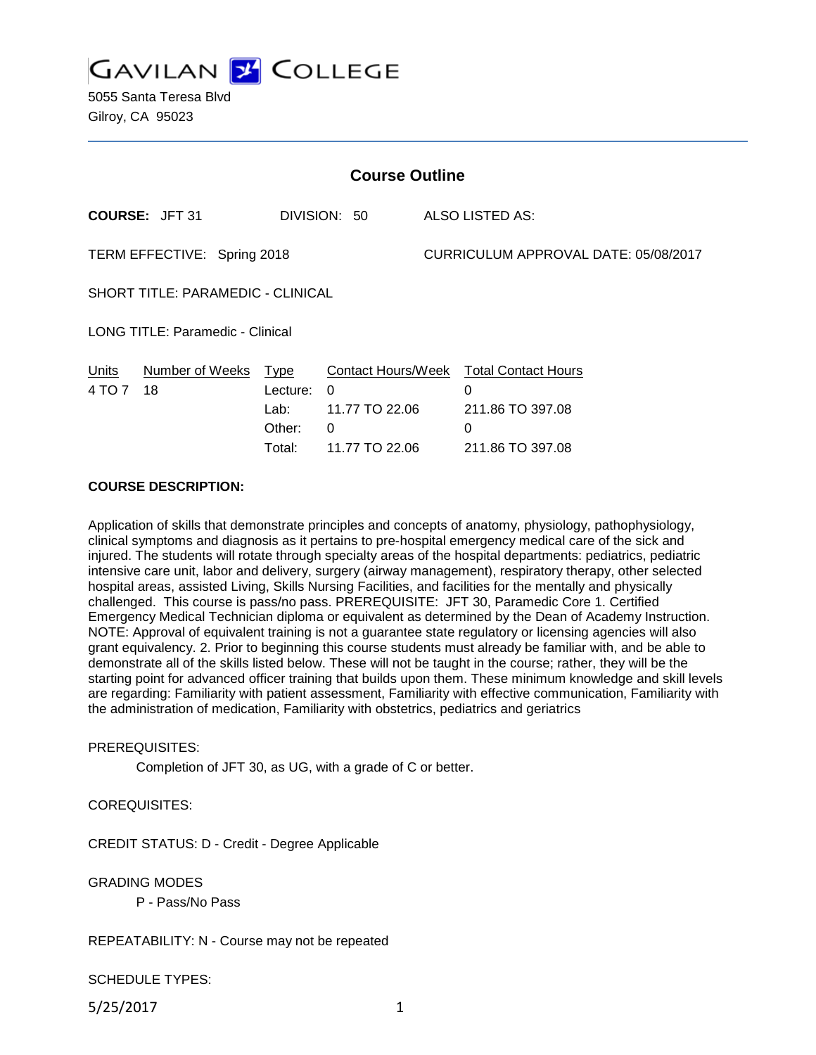GAVILAN COLLEGE

5055 Santa Teresa Blvd
Gilroy, CA 95023

## Course Outline

**COURSE:** JFT 31 DIVISION: 50 ALSO LISTED AS:

TERM EFFECTIVE: Spring 2018 CURRICULUM APPROVAL DATE: 05/08/2017

SHORT TITLE: PARAMEDIC - CLINICAL

LONG TITLE: Paramedic - Clinical

| Units | Number of Weeks | Type | Contact Hours/Week | Total Contact Hours |
|---|---|---|---|---|
| 4 TO 7 | 18 | Lecture: | 0 | 0 |
| | | Lab: | 11.77 TO 22.06 | 211.86 TO 397.08 |
| | | Other: | 0 | 0 |
| | | Total: | 11.77 TO 22.06 | 211.86 TO 397.08 |

**COURSE DESCRIPTION:**

Application of skills that demonstrate principles and concepts of anatomy, physiology, pathophysiology, clinical symptoms and diagnosis as it pertains to pre-hospital emergency medical care of the sick and injured. The students will rotate through specialty areas of the hospital departments: pediatrics, pediatric intensive care unit, labor and delivery, surgery (airway management), respiratory therapy, other selected hospital areas, assisted Living, Skills Nursing Facilities, and facilities for the mentally and physically challenged. This course is pass/no pass. PREREQUISITE: JFT 30, Paramedic Core 1. Certified Emergency Medical Technician diploma or equivalent as determined by the Dean of Academy Instruction. NOTE: Approval of equivalent training is not a guarantee state regulatory or licensing agencies will also grant equivalency. 2. Prior to beginning this course students must already be familiar with, and be able to demonstrate all of the skills listed below. These will not be taught in the course; rather, they will be the starting point for advanced officer training that builds upon them. These minimum knowledge and skill levels are regarding: Familiarity with patient assessment, Familiarity with effective communication, Familiarity with the administration of medication, Familiarity with obstetrics, pediatrics and geriatrics

PREREQUISITES:

Completion of JFT 30, as UG, with a grade of C or better.

COREQUISITES:

CREDIT STATUS: D - Credit - Degree Applicable

GRADING MODES

P - Pass/No Pass

REPEATABILITY: N - Course may not be repeated

SCHEDULE TYPES: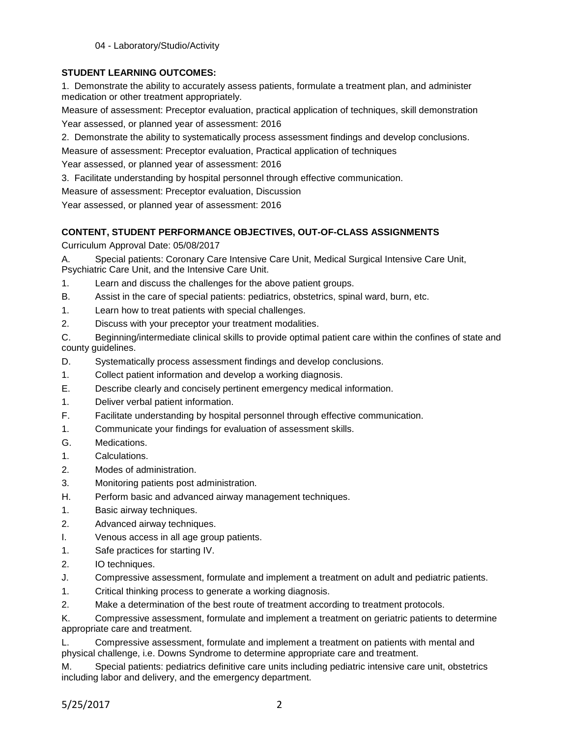04 - Laboratory/Studio/Activity

**STUDENT LEARNING OUTCOMES:**

1. Demonstrate the ability to accurately assess patients, formulate a treatment plan, and administer medication or other treatment appropriately.

Measure of assessment: Preceptor evaluation, practical application of techniques, skill demonstration

Year assessed, or planned year of assessment: 2016

2. Demonstrate the ability to systematically process assessment findings and develop conclusions.

Measure of assessment: Preceptor evaluation, Practical application of techniques

Year assessed, or planned year of assessment: 2016

3. Facilitate understanding by hospital personnel through effective communication.

Measure of assessment: Preceptor evaluation, Discussion

Year assessed, or planned year of assessment: 2016

**CONTENT, STUDENT PERFORMANCE OBJECTIVES, OUT-OF-CLASS ASSIGNMENTS**

Curriculum Approval Date: 05/08/2017

A. Special patients: Coronary Care Intensive Care Unit, Medical Surgical Intensive Care Unit, Psychiatric Care Unit, and the Intensive Care Unit.

1. Learn and discuss the challenges for the above patient groups.

B. Assist in the care of special patients: pediatrics, obstetrics, spinal ward, burn, etc.

1. Learn how to treat patients with special challenges.
2. Discuss with your preceptor your treatment modalities.

C. Beginning/intermediate clinical skills to provide optimal patient care within the confines of state and county guidelines.

D. Systematically process assessment findings and develop conclusions.

1. Collect patient information and develop a working diagnosis.

E. Describe clearly and concisely pertinent emergency medical information.

1. Deliver verbal patient information.

F. Facilitate understanding by hospital personnel through effective communication.

1. Communicate your findings for evaluation of assessment skills.

G. Medications.

1. Calculations.
2. Modes of administration.
3. Monitoring patients post administration.

H. Perform basic and advanced airway management techniques.

1. Basic airway techniques.
2. Advanced airway techniques.

I. Venous access in all age group patients.

1. Safe practices for starting IV.
2. IO techniques.

J. Compressive assessment, formulate and implement a treatment on adult and pediatric patients.

1. Critical thinking process to generate a working diagnosis.
2. Make a determination of the best route of treatment according to treatment protocols.

K. Compressive assessment, formulate and implement a treatment on geriatric patients to determine appropriate care and treatment.

L. Compressive assessment, formulate and implement a treatment on patients with mental and physical challenge, i.e. Downs Syndrome to determine appropriate care and treatment.

M. Special patients: pediatrics definitive care units including pediatric intensive care unit, obstetrics including labor and delivery, and the emergency department.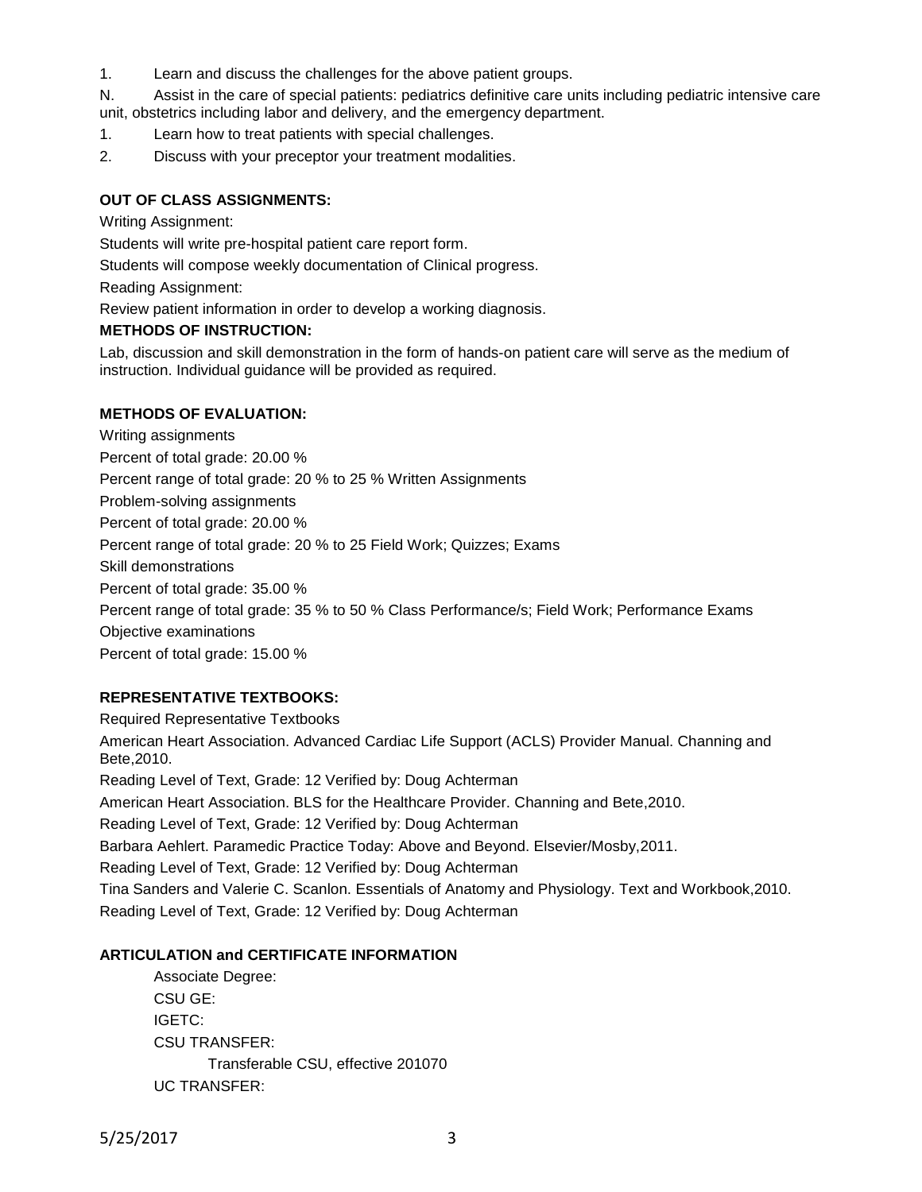1. Learn and discuss the challenges for the above patient groups.

N. Assist in the care of special patients: pediatrics definitive care units including pediatric intensive care unit, obstetrics including labor and delivery, and the emergency department.

1. Learn how to treat patients with special challenges.
2. Discuss with your preceptor your treatment modalities.

**OUT OF CLASS ASSIGNMENTS:**

Writing Assignment:

Students will write pre-hospital patient care report form.

Students will compose weekly documentation of Clinical progress.

Reading Assignment:

Review patient information in order to develop a working diagnosis.

**METHODS OF INSTRUCTION:**

Lab, discussion and skill demonstration in the form of hands-on patient care will serve as the medium of instruction. Individual guidance will be provided as required.

**METHODS OF EVALUATION:**

Writing assignments

Percent of total grade: 20.00 %

Percent range of total grade: 20 % to 25 % Written Assignments

Problem-solving assignments

Percent of total grade: 20.00 %

Percent range of total grade: 20 % to 25 Field Work; Quizzes; Exams

Skill demonstrations

Percent of total grade: 35.00 %

Percent range of total grade: 35 % to 50 % Class Performance/s; Field Work; Performance Exams

Objective examinations

Percent of total grade: 15.00 %

**REPRESENTATIVE TEXTBOOKS:**

Required Representative Textbooks

American Heart Association. Advanced Cardiac Life Support (ACLS) Provider Manual. Channing and Bete,2010.

Reading Level of Text, Grade: 12 Verified by: Doug Achterman

American Heart Association. BLS for the Healthcare Provider. Channing and Bete,2010.

Reading Level of Text, Grade: 12 Verified by: Doug Achterman

Barbara Aehlert. Paramedic Practice Today: Above and Beyond. Elsevier/Mosby,2011.

Reading Level of Text, Grade: 12 Verified by: Doug Achterman

Tina Sanders and Valerie C. Scanlon. Essentials of Anatomy and Physiology. Text and Workbook,2010.

Reading Level of Text, Grade: 12 Verified by: Doug Achterman

**ARTICULATION and CERTIFICATE INFORMATION**

Associate Degree:

CSU GE:

IGETC:

CSU TRANSFER:

Transferable CSU, effective 201070

UC TRANSFER: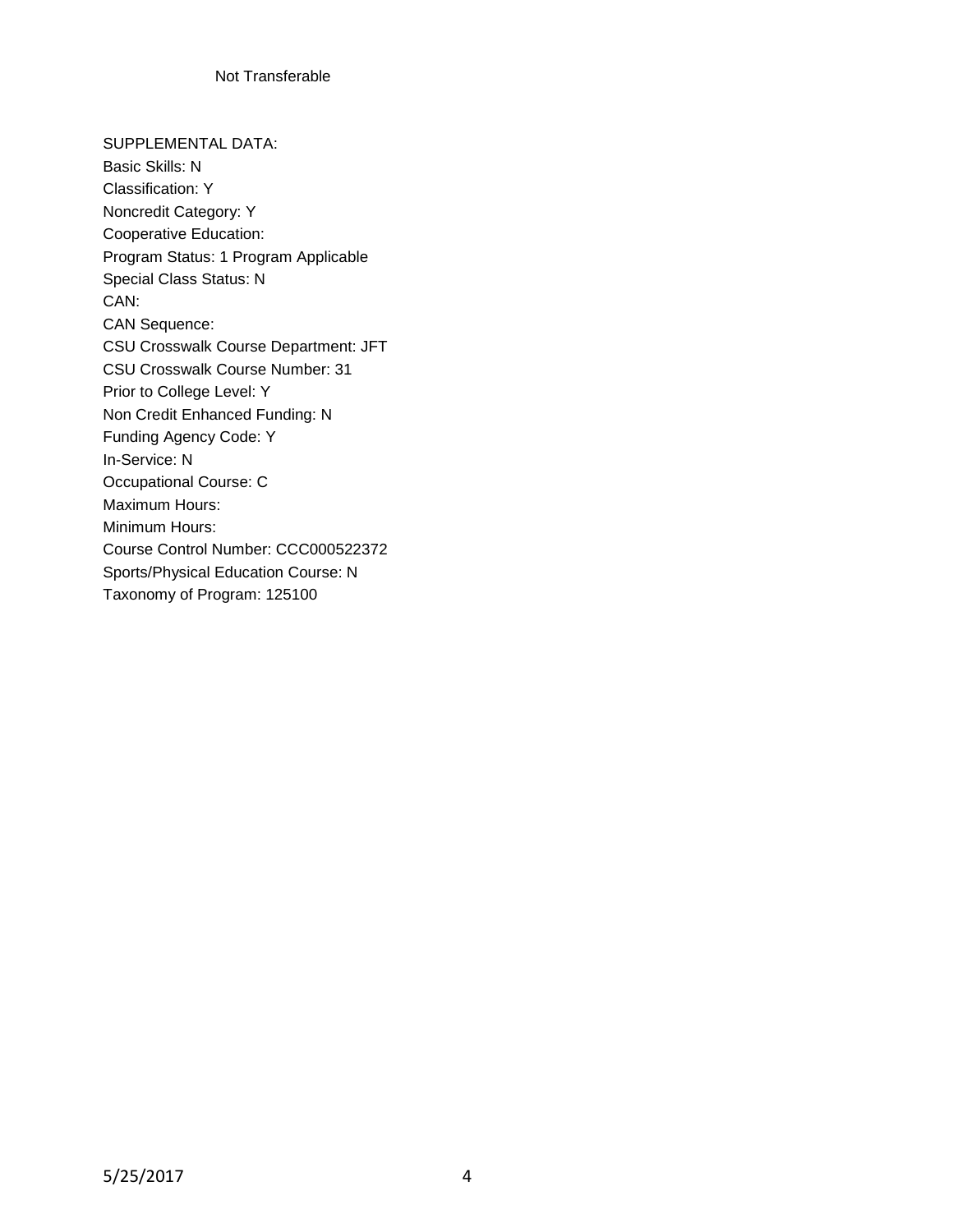Not Transferable

SUPPLEMENTAL DATA:
Basic Skills: N
Classification: Y
Noncredit Category: Y
Cooperative Education:
Program Status: 1 Program Applicable
Special Class Status: N
CAN:
CAN Sequence:
CSU Crosswalk Course Department: JFT
CSU Crosswalk Course Number: 31
Prior to College Level: Y
Non Credit Enhanced Funding: N
Funding Agency Code: Y
In-Service: N
Occupational Course: C
Maximum Hours:
Minimum Hours:
Course Control Number: CCC000522372
Sports/Physical Education Course: N
Taxonomy of Program: 125100